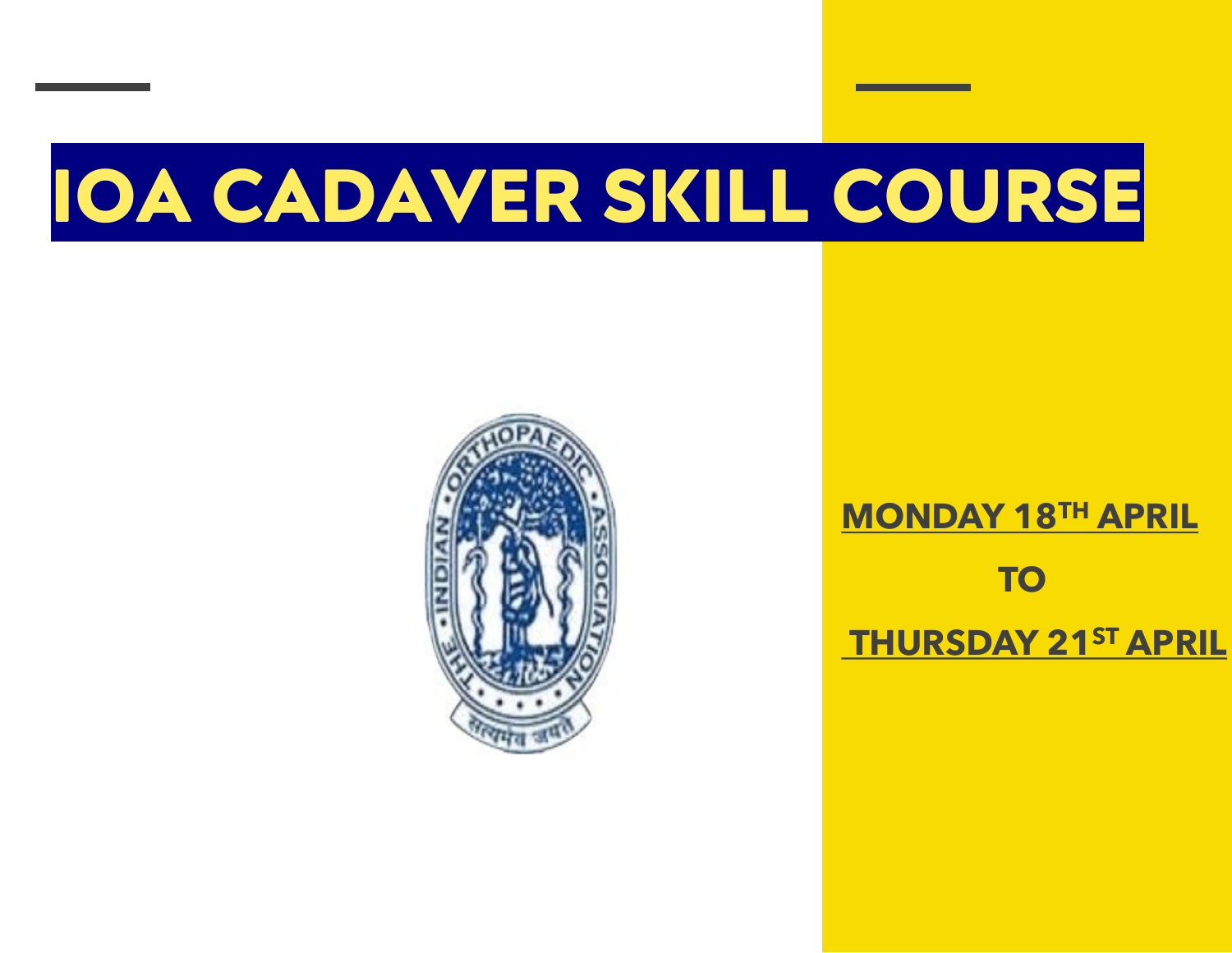# IOA CADAVER SKILL COURSE

**MONDAY 18TH APRIL**

**TO**

**THURSDAY 21ST APRIL**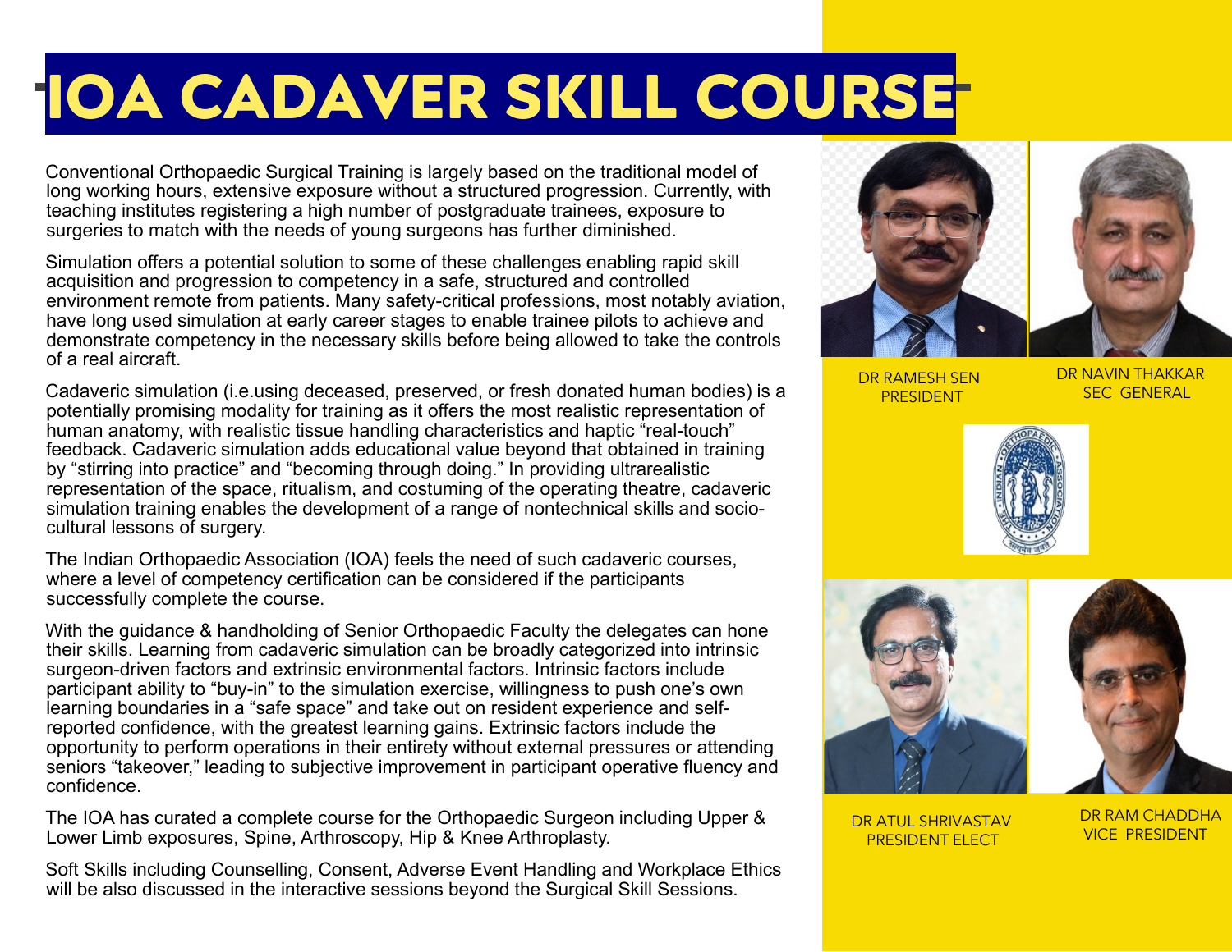# IOA CADAVER SKILL COURSE

Conventional Orthopaedic Surgical Training is largely based on the traditional model of long working hours, extensive exposure without a structured progression. Currently, with teaching institutes registering a high number of postgraduate trainees, exposure to surgeries to match with the needs of young surgeons has further diminished.

Simulation offers a potential solution to some of these challenges enabling rapid skill acquisition and progression to competency in a safe, structured and controlled environment remote from patients. Many safety-critical professions, most notably aviation, have long used simulation at early career stages to enable trainee pilots to achieve and demonstrate competency in the necessary skills before being allowed to take the controls of a real aircraft.

Cadaveric simulation (i.e.using deceased, preserved, or fresh donated human bodies) is a potentially promising modality for training as it offers the most realistic representation of human anatomy, with realistic tissue handling characteristics and haptic "real-touch" feedback. Cadaveric simulation adds educational value beyond that obtained in training by "stirring into practice" and "becoming through doing." In providing ultrarealistic representation of the space, ritualism, and costuming of the operating theatre, cadaveric simulation training enables the development of a range of nontechnical skills and socio-cultural lessons of surgery.

The Indian Orthopaedic Association (IOA) feels the need of such cadaveric courses, where a level of competency certification can be considered if the participants successfully complete the course.

With the guidance & handholding of Senior Orthopaedic Faculty the delegates can hone their skills. Learning from cadaveric simulation can be broadly categorized into intrinsic surgeon-driven factors and extrinsic environmental factors. Intrinsic factors include participant ability to "buy-in" to the simulation exercise, willingness to push one's own learning boundaries in a "safe space" and take out on resident experience and self-reported confidence, with the greatest learning gains. Extrinsic factors include the opportunity to perform operations in their entirety without external pressures or attending seniors "takeover," leading to subjective improvement in participant operative fluency and confidence.

The IOA has curated a complete course for the Orthopaedic Surgeon including Upper & Lower Limb exposures, Spine, Arthroscopy, Hip & Knee Arthroplasty.

Soft Skills including Counselling, Consent, Adverse Event Handling and Workplace Ethics will be also discussed in the interactive sessions beyond the Surgical Skill Sessions.

DR RAMESH SEN
PRESIDENT

DR NAVIN THAKKAR
SEC GENERAL

DR ATUL SHRIVASTAV
PRESIDENT ELECT

DR RAM CHADDHA
VICE PRESIDENT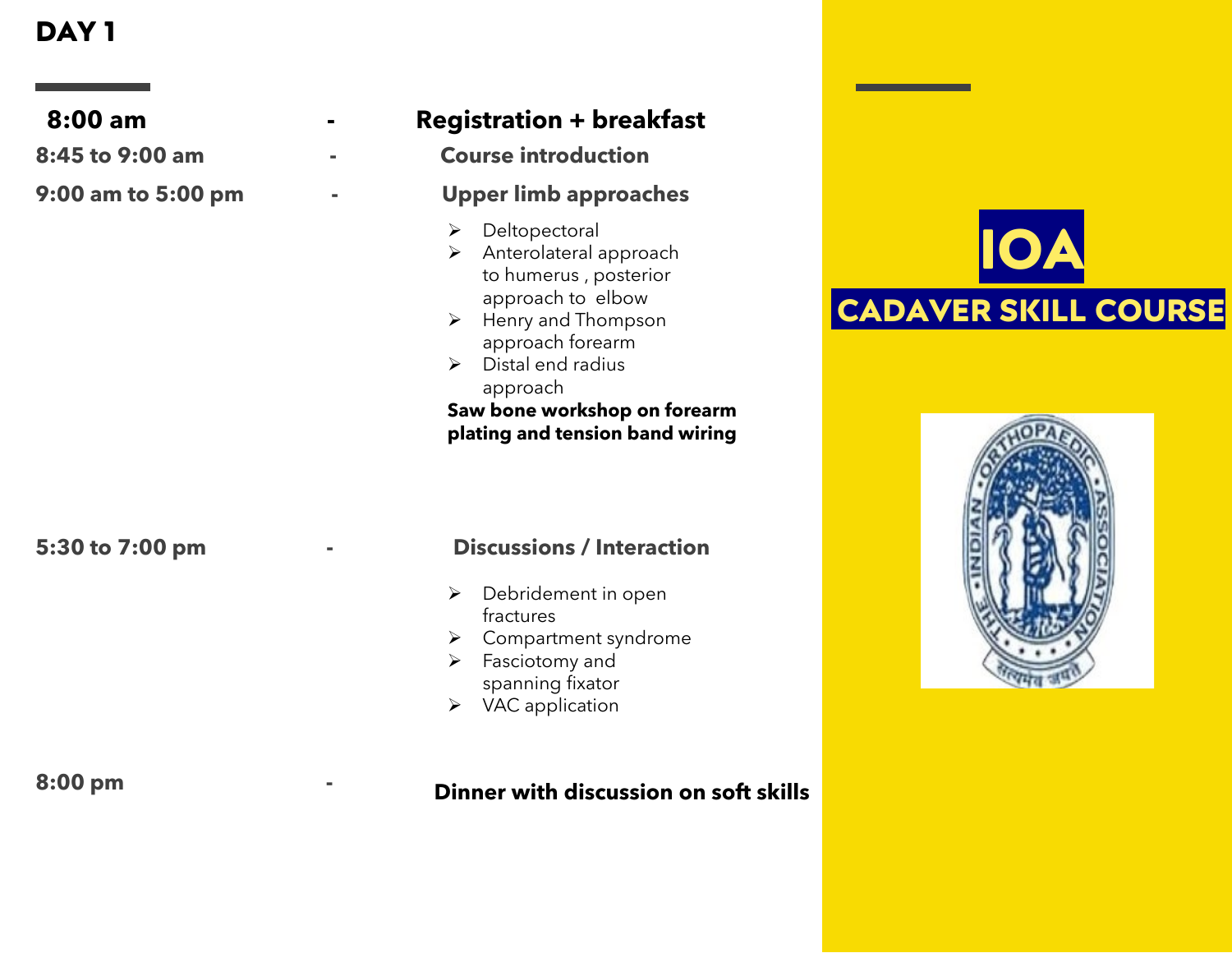# DAY 1

**8:00 am** - **Registration + breakfast**

**8:45 to 9:00 am** - **Course introduction**

**9:00 am to 5:00 pm** - **Upper limb approaches**

- Deltopectoral
- Anterolateral approach to humerus , posterior approach to elbow
- Henry and Thompson approach forearm
- Distal end radius approach

**Saw bone workshop on forearm plating and tension band wiring**

**5:30 to 7:00 pm** - **Discussions / Interaction**

- Debridement in open fractures
- Compartment syndrome
- Fasciotomy and spanning fixator
- VAC application

**8:00 pm** - **Dinner with discussion on soft skills**

**IOA**

**CADAVER SKILL COURSE**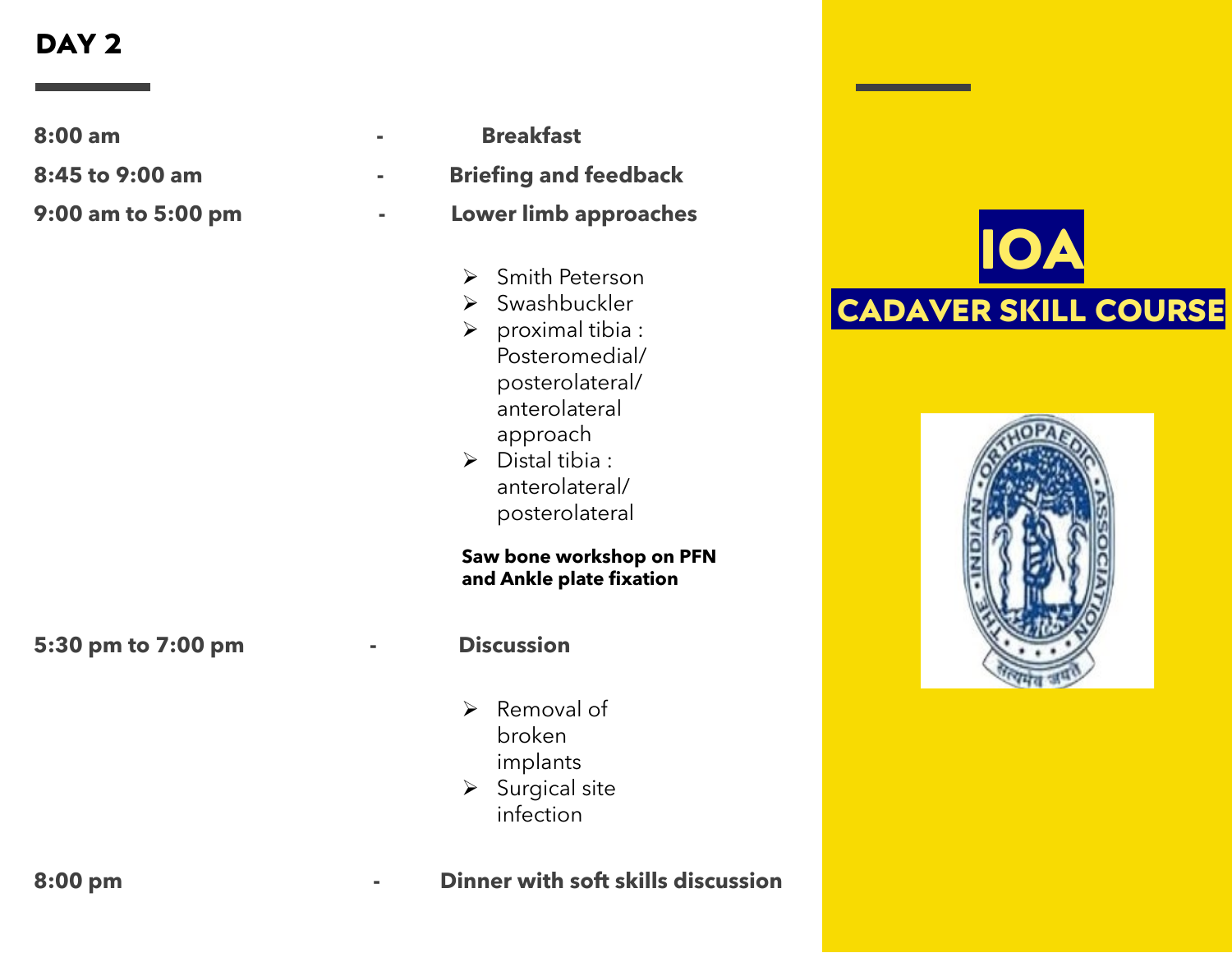## DAY 2

**8:00 am** - **Breakfast**

**8:45 to 9:00 am** - **Briefing and feedback**

**9:00 am to 5:00 pm** - **Lower limb approaches**

- Smith Peterson
- Swashbuckler
- proximal tibia : Posteromedial/ posterolateral/ anterolateral approach
- Distal tibia : anterolateral/ posterolateral

**Saw bone workshop on PFN and Ankle plate fixation**

**5:30 pm to 7:00 pm** - **Discussion**

- Removal of broken implants
- Surgical site infection

**8:00 pm** - **Dinner with soft skills discussion**

**IOA**

**CADAVER SKILL COURSE**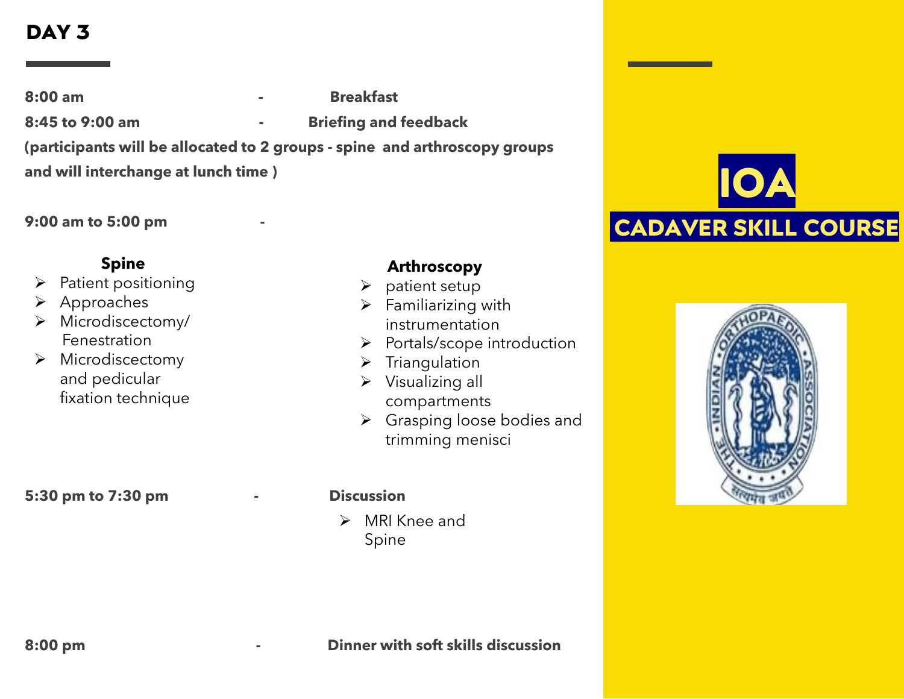# DAY 3

**8:00 am - Breakfast**

**8:45 to 9:00 am - Briefing and feedback**

**(participants will be allocated to 2 groups - spine and arthroscopy groups and will interchange at lunch time )**

**9:00 am to 5:00 pm -**

**Spine**

- Patient positioning
- Approaches
- Microdiscectomy/ Fenestration
- Microdiscectomy and pedicular fixation technique

**Arthroscopy**

- patient setup
- Familiarizing with instrumentation
- Portals/scope introduction
- Triangulation
- Visualizing all compartments
- Grasping loose bodies and trimming menisci

**5:30 pm to 7:30 pm - Discussion**

- MRI Knee and Spine

**8:00 pm - Dinner with soft skills discussion**

**IOA**

**CADAVER SKILL COURSE**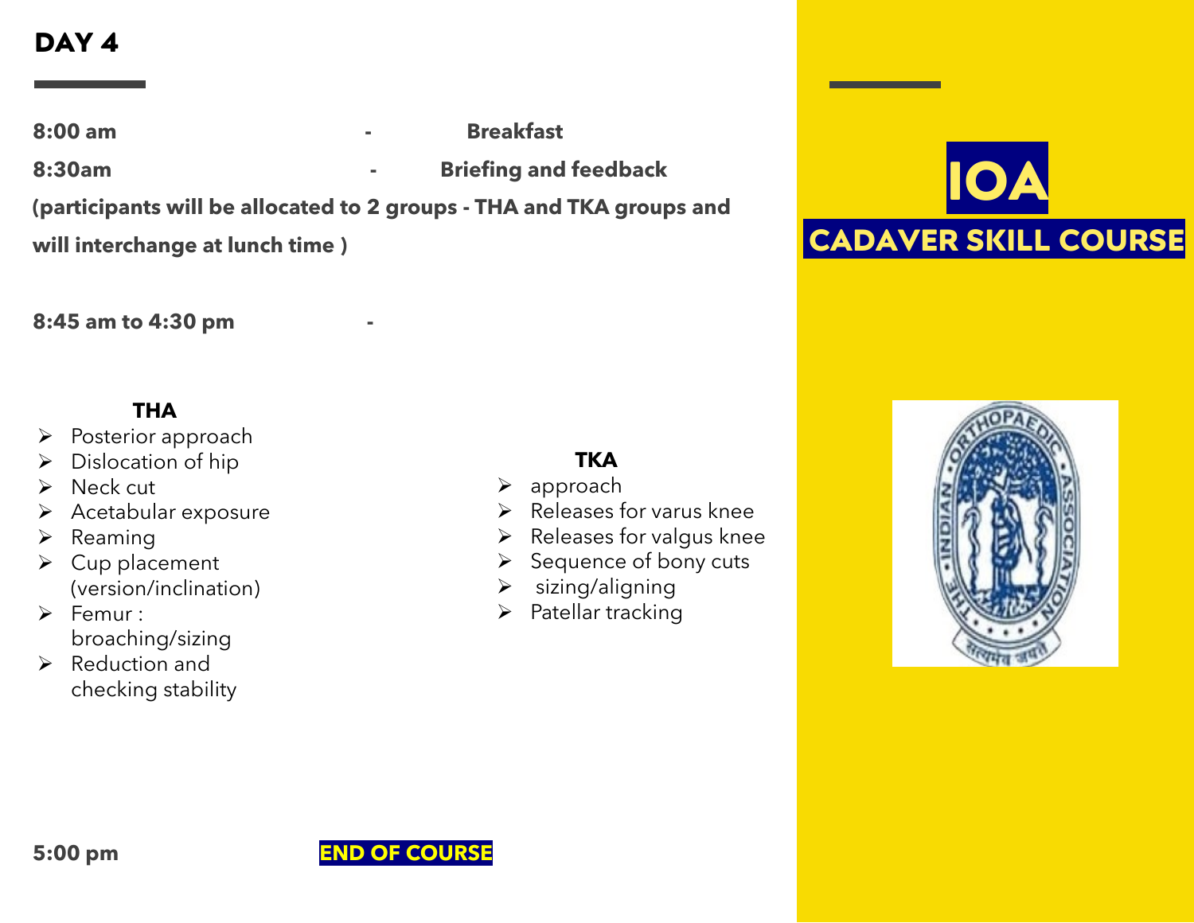## DAY 4

**8:00 am - Breakfast**

**8:30am - Briefing and feedback**

**(participants will be allocated to 2 groups - THA and TKA groups and will interchange at lunch time )**

**8:45 am to 4:30 pm -**

**THA**

- Posterior approach
- Dislocation of hip
- Neck cut
- Acetabular exposure
- Reaming
- Cup placement (version/inclination)
- Femur : broaching/sizing
- Reduction and checking stability

**TKA**

- approach
- Releases for varus knee
- Releases for valgus knee
- Sequence of bony cuts
- sizing/aligning
- Patellar tracking

**5:00 pm** **END OF COURSE**

**IOA**

**CADAVER SKILL COURSE**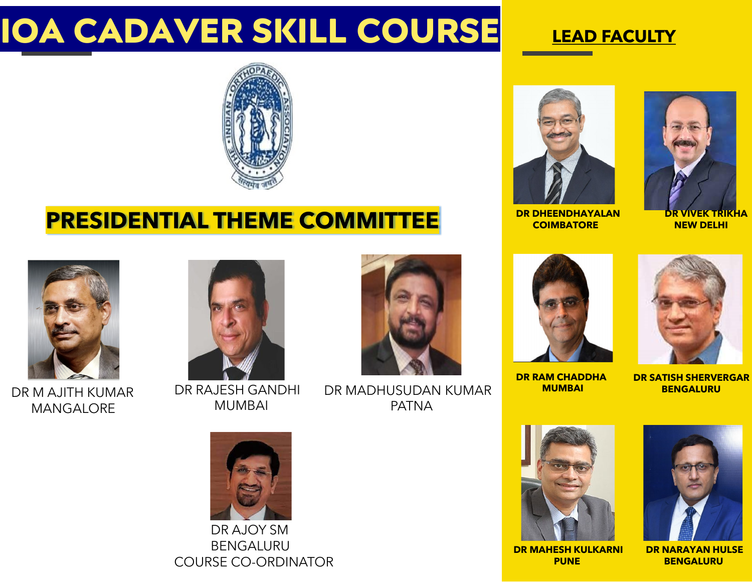# IOA CADAVER SKILL COURSE

## PRESIDENTIAL THEME COMMITTEE

DR M AJITH KUMAR
MANGALORE

DR RAJESH GANDHI
MUMBAI

DR MADHUSUDAN KUMAR
PATNA

DR AJOY SM
BENGALURU
COURSE CO-ORDINATOR

## LEAD FACULTY

**DR DHEENDHAYALAN**
**COIMBATORE**

**DR VIVEK TRIKHA**
**NEW DELHI**

**DR RAM CHADDHA**
**MUMBAI**

**DR SATISH SHERVERGAR**
**BENGALURU**

**DR MAHESH KULKARNI**
**PUNE**

**DR NARAYAN HULSE**
**BENGALURU**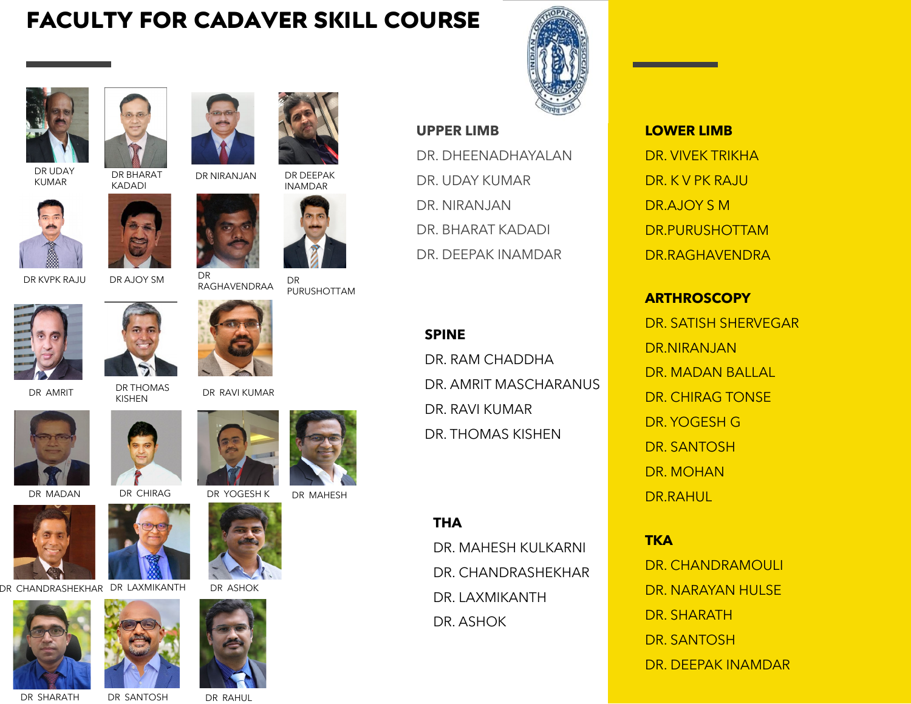# FACULTY FOR CADAVER SKILL COURSE

DR UDAY KUMAR

DR BHARAT KADADI

DR NIRANJAN

DR DEEPAK INAMDAR

DR KVPK RAJU

DR AJOY SM

DR RAGHAVENDRAA

DR PURUSHOTTAM

DR AMRIT

DR THOMAS KISHEN

DR RAVI KUMAR

DR MADAN

DR CHIRAG

DR YOGESH K

DR MAHESH

DR CHANDRASHEKHAR

DR LAXMIKANTH

DR ASHOK

DR SHARATH

DR SANTOSH

DR RAHUL

## UPPER LIMB

DR. DHEENADHAYALAN

DR. UDAY KUMAR

DR. NIRANJAN

DR. BHARAT KADADI

DR. DEEPAK INAMDAR

## SPINE

DR. RAM CHADDHA

DR. AMRIT MASCHARANUS

DR. RAVI KUMAR

DR. THOMAS KISHEN

## THA

DR. MAHESH KULKARNI

DR. CHANDRASHEKHAR

DR. LAXMIKANTH

DR. ASHOK

## LOWER LIMB

DR. VIVEK TRIKHA

DR. K V PK RAJU

DR.AJOY S M

DR.PURUSHOTTAM

DR.RAGHAVENDRA

## ARTHROSCOPY

DR. SATISH SHERVEGAR

DR.NIRANJAN

DR. MADAN BALLAL

DR. CHIRAG TONSE

DR. YOGESH G

DR. SANTOSH

DR. MOHAN

DR.RAHUL

## TKA

DR. CHANDRAMOULI

DR. NARAYAN HULSE

DR. SHARATH

DR. SANTOSH

DR. DEEPAK INAMDAR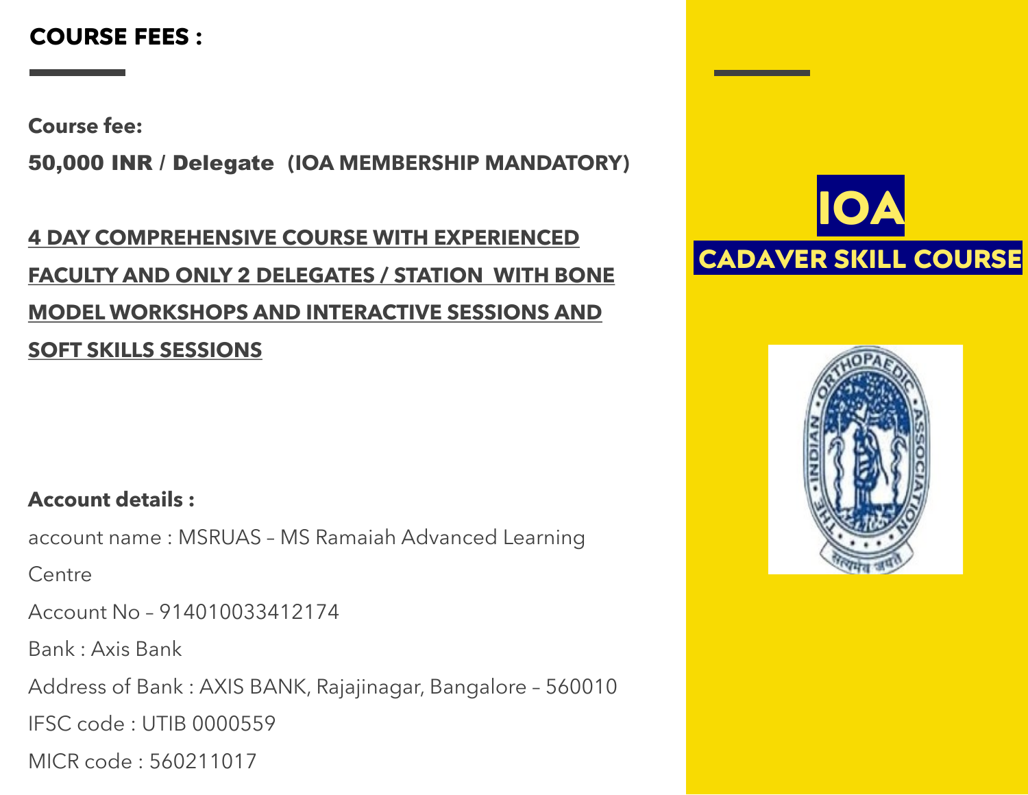## COURSE FEES :

**Course fee:**

**50,000 INR / Delegate (IOA MEMBERSHIP MANDATORY)**

**4 DAY COMPREHENSIVE COURSE WITH EXPERIENCED FACULTY AND ONLY 2 DELEGATES / STATION WITH BONE MODEL WORKSHOPS AND INTERACTIVE SESSIONS AND SOFT SKILLS SESSIONS**

**Account details :**

account name : MSRUAS – MS Ramaiah Advanced Learning Centre

Account No – 914010033412174

Bank : Axis Bank

Address of Bank : AXIS BANK, Rajajinagar, Bangalore – 560010

IFSC code : UTIB 0000559

MICR code : 560211017

**IOA**

**CADAVER SKILL COURSE**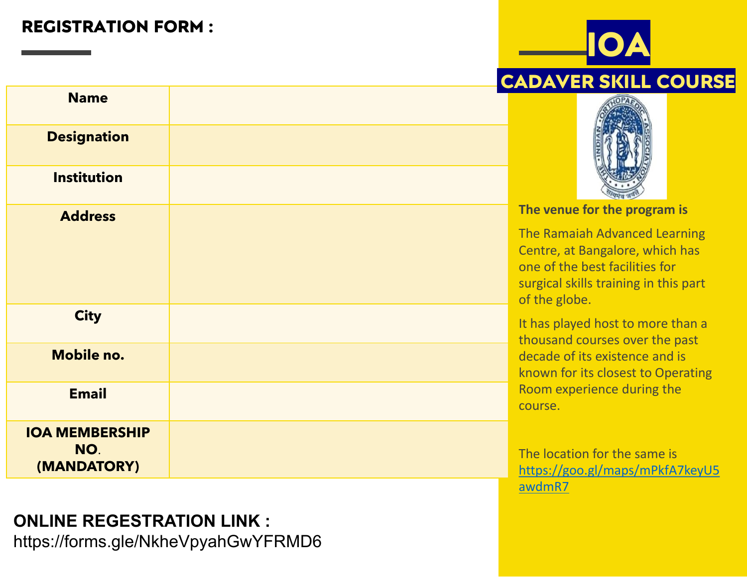## REGISTRATION FORM :

| | |
|---|---|
| **Name** | |
| **Designation** | |
| **Institution** | |
| **Address** | |
| **City** | |
| **Mobile no.** | |
| **Email** | |
| **IOA MEMBERSHIP NO. (MANDATORY)** | |

**ONLINE REGESTRATION LINK :**
https://forms.gle/NkheVpyahGwYFRMD6

# IOA

## CADAVER SKILL COURSE

**The venue for the program is**

The Ramaiah Advanced Learning Centre, at Bangalore, which has one of the best facilities for surgical skills training in this part of the globe.

It has played host to more than a thousand courses over the past decade of its existence and is known for its closest to Operating Room experience during the course.

The location for the same is https://goo.gl/maps/mPkfA7keyU5awdmR7